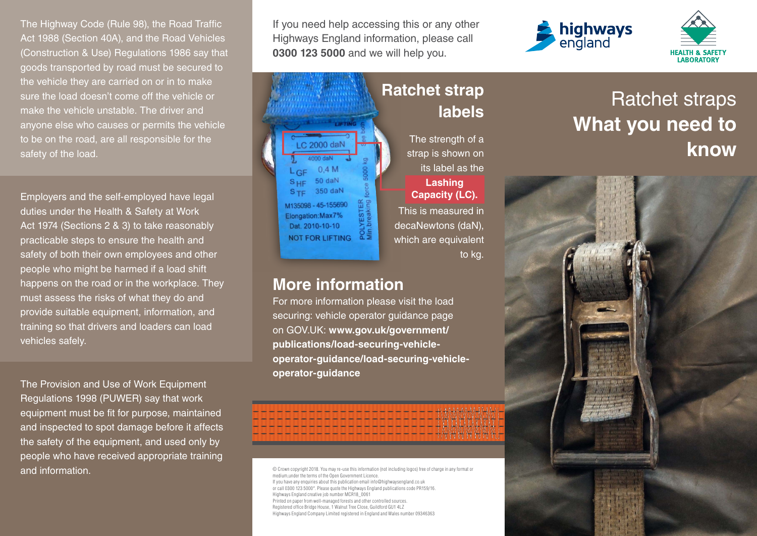# Ratchet straps What you need to know

The Highway Code (Rule 98), the Road Traffic Act 1988 (Section 40A), and the Road Vehicles (Construction & Use) Regulations 1986 say that goods transported by road must be secured to the vehicle they are carried on or in to make sure the load doesn't come off the vehicle or make the vehicle unstable. The driver and anyone else who causes or permits the vehicle to be on the road, are all responsible for the safety of the load.

Employers and the self-employed have legal duties under the Health & Safety at Work Act 1974 (Sections 2 & 3) to take reasonably practicable steps to ensure the health and safety of both their own employees and other people who might be harmed if a load shift happens on the road or in the workplace. They must assess the risks of what they do and provide suitable equipment, information, and training so that drivers and loaders can load vehicles safely.

The Provision and Use of Work Equipment Regulations 1998 (PUWER) say that work equipment must be fit for purpose, maintained and inspected to spot damage before it affects the safety of the equipment, and used only by people who have received appropriate training and information.

If you need help accessing this or any other Highways England information, please call **0300 123 5000** and we will help you.

## Ratchet strap labels

The strength of a strap is shown on its label as the **Lashing Capacity (LC).** This is measured in decaNewtons (daN), which are equivalent to kg.

## More information

For more information please visit the load securing: vehicle operator guidance page on GOV.UK: **www.gov.uk/government/publications/load-securing-vehicle-operator-guidance/load-securing-vehicle-operator-guidance**

© Crown copyright 2018. You may re-use this information (not including logos) free of charge in any format or medium,under the terms of the Open Government Licence.
If you have any enquiries about this publication email info@highwaysengland.co.uk
or call 0300 123 5000*. Please quote the Highways England publications code PR159/16.
Highways England creative job number MCR18_0061
Printed on paper from well-managed forests and other controlled sources.
Registered office Bridge House, 1 Walnut Tree Close, Guildford GU1 4LZ
Highways England Company Limited registered in England and Wales number 09346363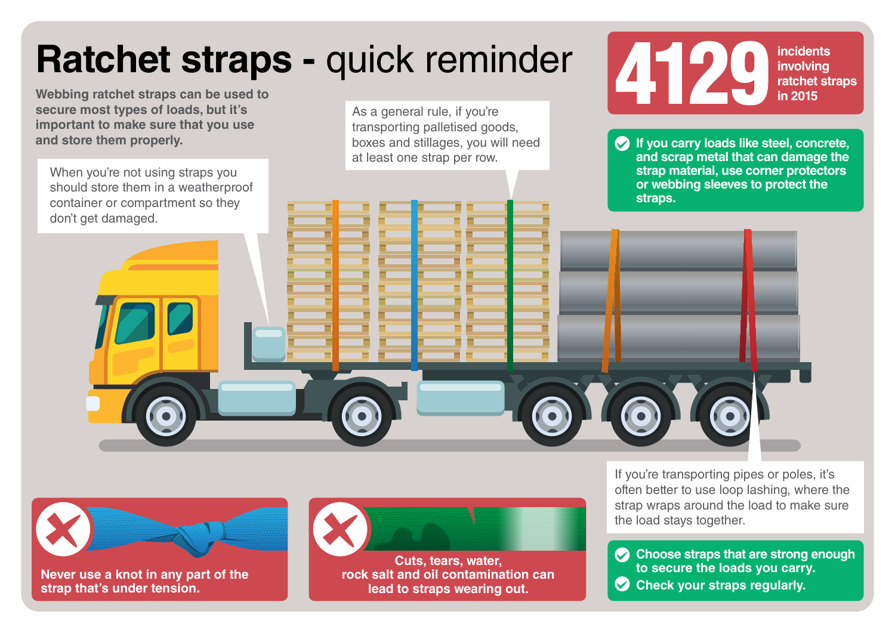# Ratchet straps - quick reminder

**Webbing ratchet straps can be used to secure most types of loads, but it's important to make sure that you use and store them properly.**

**4129** incidents involving ratchet straps in 2015

When you're not using straps you should store them in a weatherproof container or compartment so they don't get damaged.

As a general rule, if you're transporting palletised goods, boxes and stillages, you will need at least one strap per row.

- **If you carry loads like steel, concrete, and scrap metal that can damage the strap material, use corner protectors or webbing sleeves to protect the straps.**

If you're transporting pipes or poles, it's often better to use loop lashing, where the strap wraps around the load to make sure the load stays together.

**Never use a knot in any part of the strap that's under tension.**

**Cuts, tears, water, rock salt and oil contamination can lead to straps wearing out.**

- **Choose straps that are strong enough to secure the loads you carry.**
- **Check your straps regularly.**